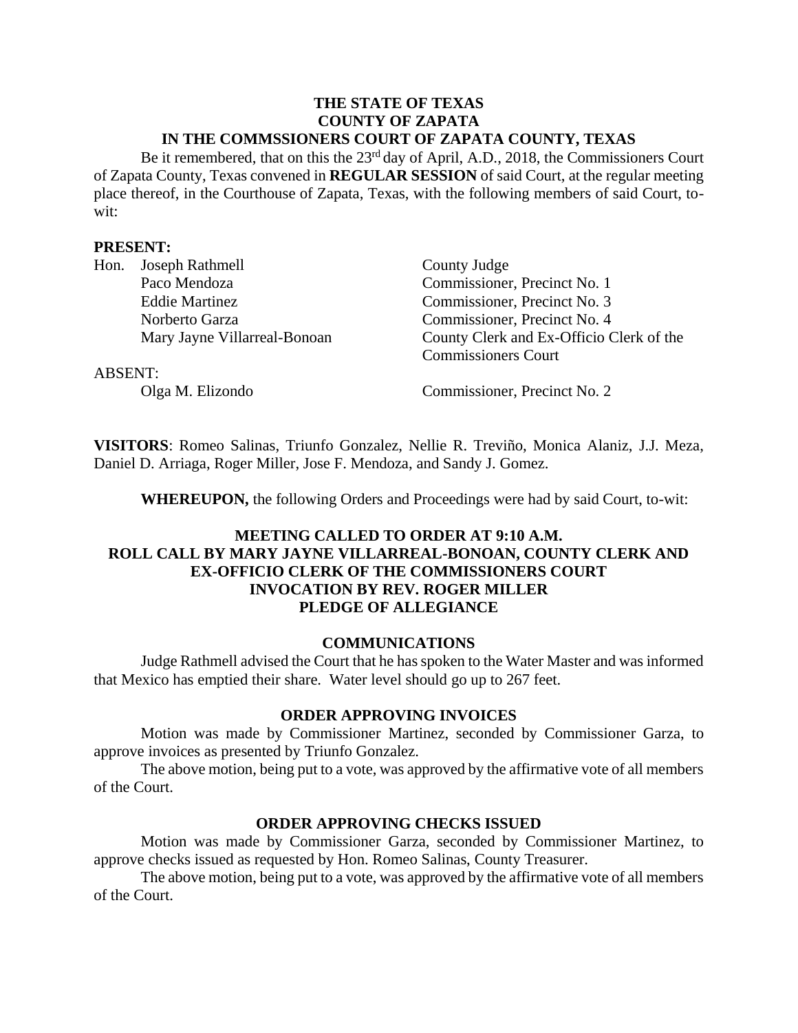**THE STATE OF TEXAS**
**COUNTY OF ZAPATA**
**IN THE COMMSSIONERS COURT OF ZAPATA COUNTY, TEXAS**

Be it remembered, that on this the 23rd day of April, A.D., 2018, the Commissioners Court of Zapata County, Texas convened in **REGULAR SESSION** of said Court, at the regular meeting place thereof, in the Courthouse of Zapata, Texas, with the following members of said Court, to-wit:

**PRESENT:**

| | | |
|---|---|---|
| Hon. | Joseph Rathmell | County Judge |
| | Paco Mendoza | Commissioner, Precinct No. 1 |
| | Eddie Martinez | Commissioner, Precinct No. 3 |
| | Norberto Garza | Commissioner, Precinct No. 4 |
| | Mary Jayne Villarreal-Bonoan | County Clerk and Ex-Officio Clerk of the Commissioners Court |

ABSENT:

| | | |
|---|---|---|
| | Olga M. Elizondo | Commissioner, Precinct No. 2 |

**VISITORS**: Romeo Salinas, Triunfo Gonzalez, Nellie R. Treviño, Monica Alaniz, J.J. Meza, Daniel D. Arriaga, Roger Miller, Jose F. Mendoza, and Sandy J. Gomez.

**WHEREUPON,** the following Orders and Proceedings were had by said Court, to-wit:

**MEETING CALLED TO ORDER AT 9:10 A.M.**
**ROLL CALL BY MARY JAYNE VILLARREAL-BONOAN, COUNTY CLERK AND EX-OFFICIO CLERK OF THE COMMISSIONERS COURT**
**INVOCATION BY REV. ROGER MILLER**
**PLEDGE OF ALLEGIANCE**

**COMMUNICATIONS**

Judge Rathmell advised the Court that he has spoken to the Water Master and was informed that Mexico has emptied their share. Water level should go up to 267 feet.

**ORDER APPROVING INVOICES**

Motion was made by Commissioner Martinez, seconded by Commissioner Garza, to approve invoices as presented by Triunfo Gonzalez.

The above motion, being put to a vote, was approved by the affirmative vote of all members of the Court.

**ORDER APPROVING CHECKS ISSUED**

Motion was made by Commissioner Garza, seconded by Commissioner Martinez, to approve checks issued as requested by Hon. Romeo Salinas, County Treasurer.

The above motion, being put to a vote, was approved by the affirmative vote of all members of the Court.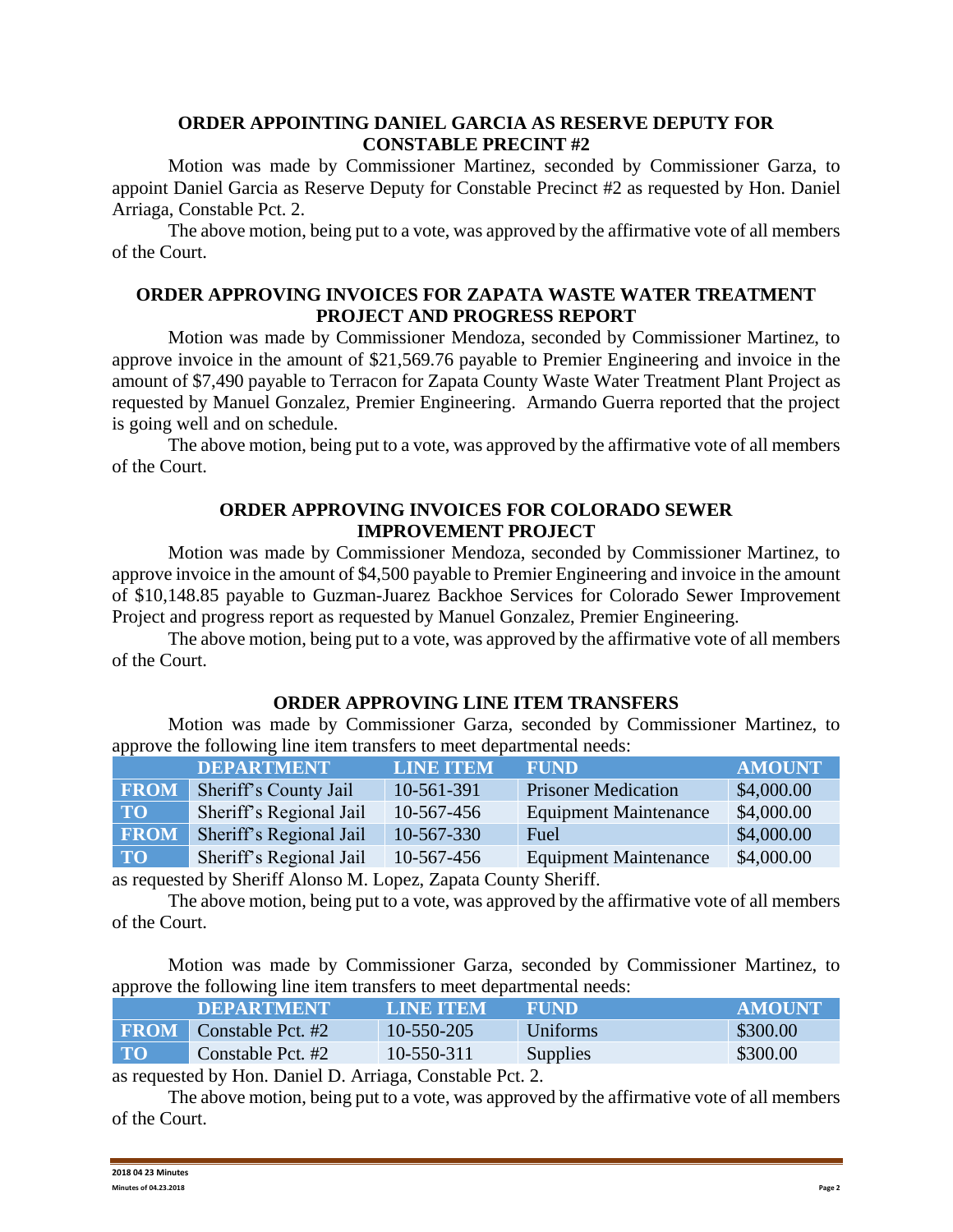## ORDER APPOINTING DANIEL GARCIA AS RESERVE DEPUTY FOR CONSTABLE PRECINT #2

Motion was made by Commissioner Martinez, seconded by Commissioner Garza, to appoint Daniel Garcia as Reserve Deputy for Constable Precinct #2 as requested by Hon. Daniel Arriaga, Constable Pct. 2.

The above motion, being put to a vote, was approved by the affirmative vote of all members of the Court.

## ORDER APPROVING INVOICES FOR ZAPATA WASTE WATER TREATMENT PROJECT AND PROGRESS REPORT

Motion was made by Commissioner Mendoza, seconded by Commissioner Martinez, to approve invoice in the amount of $21,569.76 payable to Premier Engineering and invoice in the amount of $7,490 payable to Terracon for Zapata County Waste Water Treatment Plant Project as requested by Manuel Gonzalez, Premier Engineering. Armando Guerra reported that the project is going well and on schedule.

The above motion, being put to a vote, was approved by the affirmative vote of all members of the Court.

## ORDER APPROVING INVOICES FOR COLORADO SEWER IMPROVEMENT PROJECT

Motion was made by Commissioner Mendoza, seconded by Commissioner Martinez, to approve invoice in the amount of $4,500 payable to Premier Engineering and invoice in the amount of $10,148.85 payable to Guzman-Juarez Backhoe Services for Colorado Sewer Improvement Project and progress report as requested by Manuel Gonzalez, Premier Engineering.

The above motion, being put to a vote, was approved by the affirmative vote of all members of the Court.

## ORDER APPROVING LINE ITEM TRANSFERS

Motion was made by Commissioner Garza, seconded by Commissioner Martinez, to approve the following line item transfers to meet departmental needs:

| | DEPARTMENT | LINE ITEM | FUND | AMOUNT |
|---|---|---|---|---|
| FROM | Sheriff's County Jail | 10-561-391 | Prisoner Medication | $4,000.00 |
| TO | Sheriff's Regional Jail | 10-567-456 | Equipment Maintenance | $4,000.00 |
| FROM | Sheriff's Regional Jail | 10-567-330 | Fuel | $4,000.00 |
| TO | Sheriff's Regional Jail | 10-567-456 | Equipment Maintenance | $4,000.00 |

as requested by Sheriff Alonso M. Lopez, Zapata County Sheriff.

The above motion, being put to a vote, was approved by the affirmative vote of all members of the Court.

Motion was made by Commissioner Garza, seconded by Commissioner Martinez, to approve the following line item transfers to meet departmental needs:

| | DEPARTMENT | LINE ITEM | FUND | AMOUNT |
|---|---|---|---|---|
| FROM | Constable Pct. #2 | 10-550-205 | Uniforms | $300.00 |
| TO | Constable Pct. #2 | 10-550-311 | Supplies | $300.00 |

as requested by Hon. Daniel D. Arriaga, Constable Pct. 2.

The above motion, being put to a vote, was approved by the affirmative vote of all members of the Court.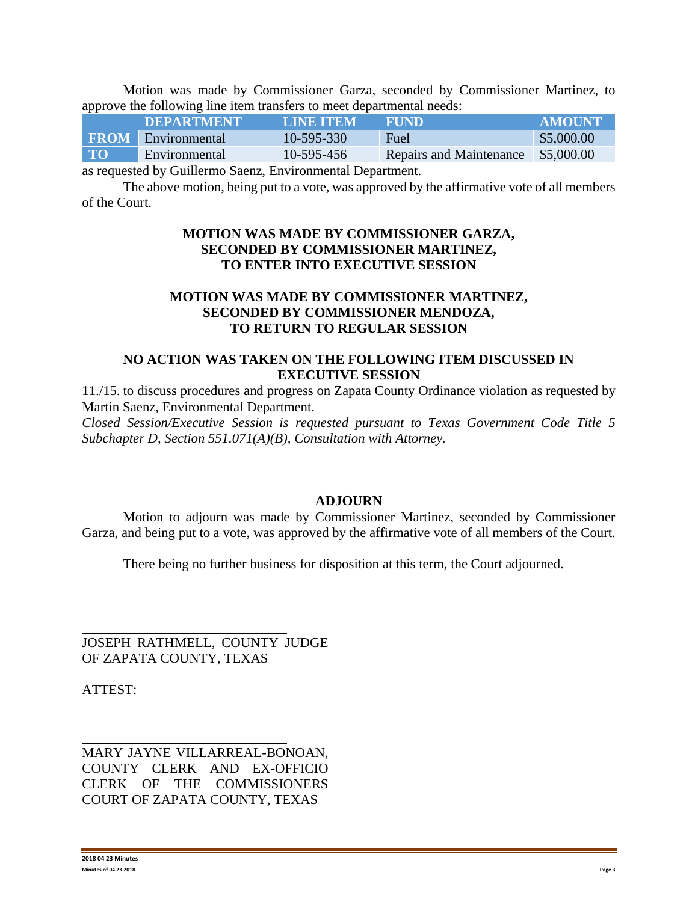Motion was made by Commissioner Garza, seconded by Commissioner Martinez, to approve the following line item transfers to meet departmental needs:

| | DEPARTMENT | LINE ITEM | FUND | AMOUNT |
|---|---|---|---|---|
| **FROM** | Environmental | 10-595-330 | Fuel | $5,000.00 |
| **TO** | Environmental | 10-595-456 | Repairs and Maintenance | $5,000.00 |

as requested by Guillermo Saenz, Environmental Department.

The above motion, being put to a vote, was approved by the affirmative vote of all members of the Court.

**MOTION WAS MADE BY COMMISSIONER GARZA, SECONDED BY COMMISSIONER MARTINEZ, TO ENTER INTO EXECUTIVE SESSION**

**MOTION WAS MADE BY COMMISSIONER MARTINEZ, SECONDED BY COMMISSIONER MENDOZA, TO RETURN TO REGULAR SESSION**

**NO ACTION WAS TAKEN ON THE FOLLOWING ITEM DISCUSSED IN EXECUTIVE SESSION**

11./15. to discuss procedures and progress on Zapata County Ordinance violation as requested by Martin Saenz, Environmental Department.
*Closed Session/Executive Session is requested pursuant to Texas Government Code Title 5 Subchapter D, Section 551.071(A)(B), Consultation with Attorney.*

**ADJOURN**

Motion to adjourn was made by Commissioner Martinez, seconded by Commissioner Garza, and being put to a vote, was approved by the affirmative vote of all members of the Court.

There being no further business for disposition at this term, the Court adjourned.

\_\_\_\_\_\_\_\_\_\_\_\_\_\_\_\_\_\_\_\_\_\_\_\_\_\_\_\_\_\_
JOSEPH RATHMELL, COUNTY JUDGE
OF ZAPATA COUNTY, TEXAS

ATTEST:

\_\_\_\_\_\_\_\_\_\_\_\_\_\_\_\_\_\_\_\_\_\_\_\_\_\_\_\_\_\_
MARY JAYNE VILLARREAL-BONOAN,
COUNTY CLERK AND EX-OFFICIO
CLERK OF THE COMMISSIONERS
COURT OF ZAPATA COUNTY, TEXAS